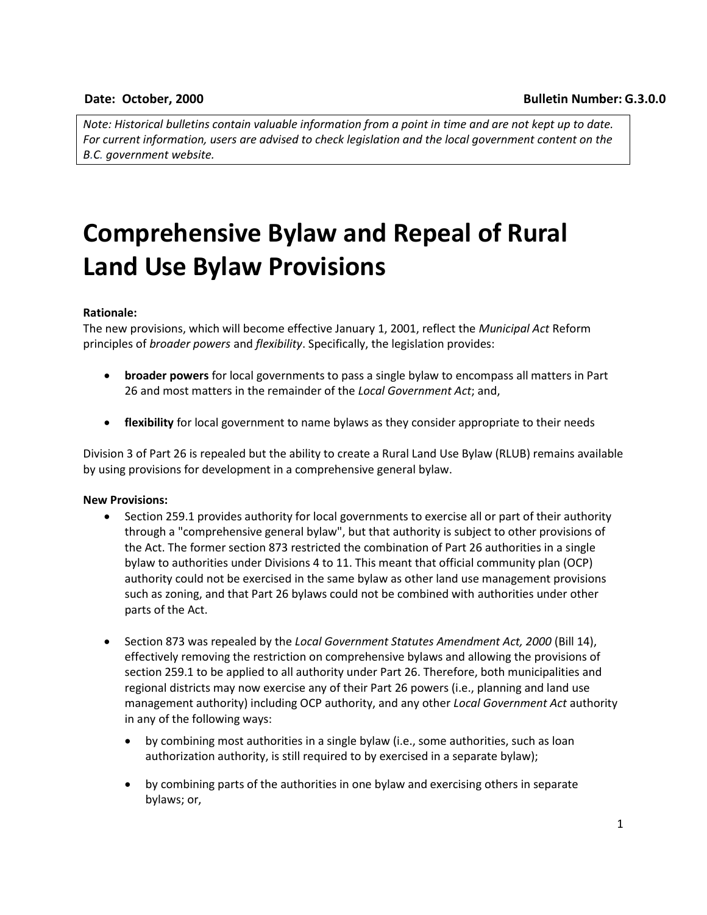**Date: October, 2000** **Bulletin Number: G.3.0.0**

*Note: Historical bulletins contain valuable information from a point in time and are not kept up to date. For current information, users are advised to check legislation and the local government content on the B.C. government website.*

# Comprehensive Bylaw and Repeal of Rural Land Use Bylaw Provisions

**Rationale:**

The new provisions, which will become effective January 1, 2001, reflect the *Municipal Act* Reform principles of *broader powers* and *flexibility*. Specifically, the legislation provides:

- **broader powers** for local governments to pass a single bylaw to encompass all matters in Part 26 and most matters in the remainder of the *Local Government Act*; and,
- **flexibility** for local government to name bylaws as they consider appropriate to their needs

Division 3 of Part 26 is repealed but the ability to create a Rural Land Use Bylaw (RLUB) remains available by using provisions for development in a comprehensive general bylaw.

**New Provisions:**

- Section 259.1 provides authority for local governments to exercise all or part of their authority through a "comprehensive general bylaw", but that authority is subject to other provisions of the Act. The former section 873 restricted the combination of Part 26 authorities in a single bylaw to authorities under Divisions 4 to 11. This meant that official community plan (OCP) authority could not be exercised in the same bylaw as other land use management provisions such as zoning, and that Part 26 bylaws could not be combined with authorities under other parts of the Act.
- Section 873 was repealed by the *Local Government Statutes Amendment Act, 2000* (Bill 14), effectively removing the restriction on comprehensive bylaws and allowing the provisions of section 259.1 to be applied to all authority under Part 26. Therefore, both municipalities and regional districts may now exercise any of their Part 26 powers (i.e., planning and land use management authority) including OCP authority, and any other *Local Government Act* authority in any of the following ways:
  - by combining most authorities in a single bylaw (i.e., some authorities, such as loan authorization authority, is still required to by exercised in a separate bylaw);
  - by combining parts of the authorities in one bylaw and exercising others in separate bylaws; or,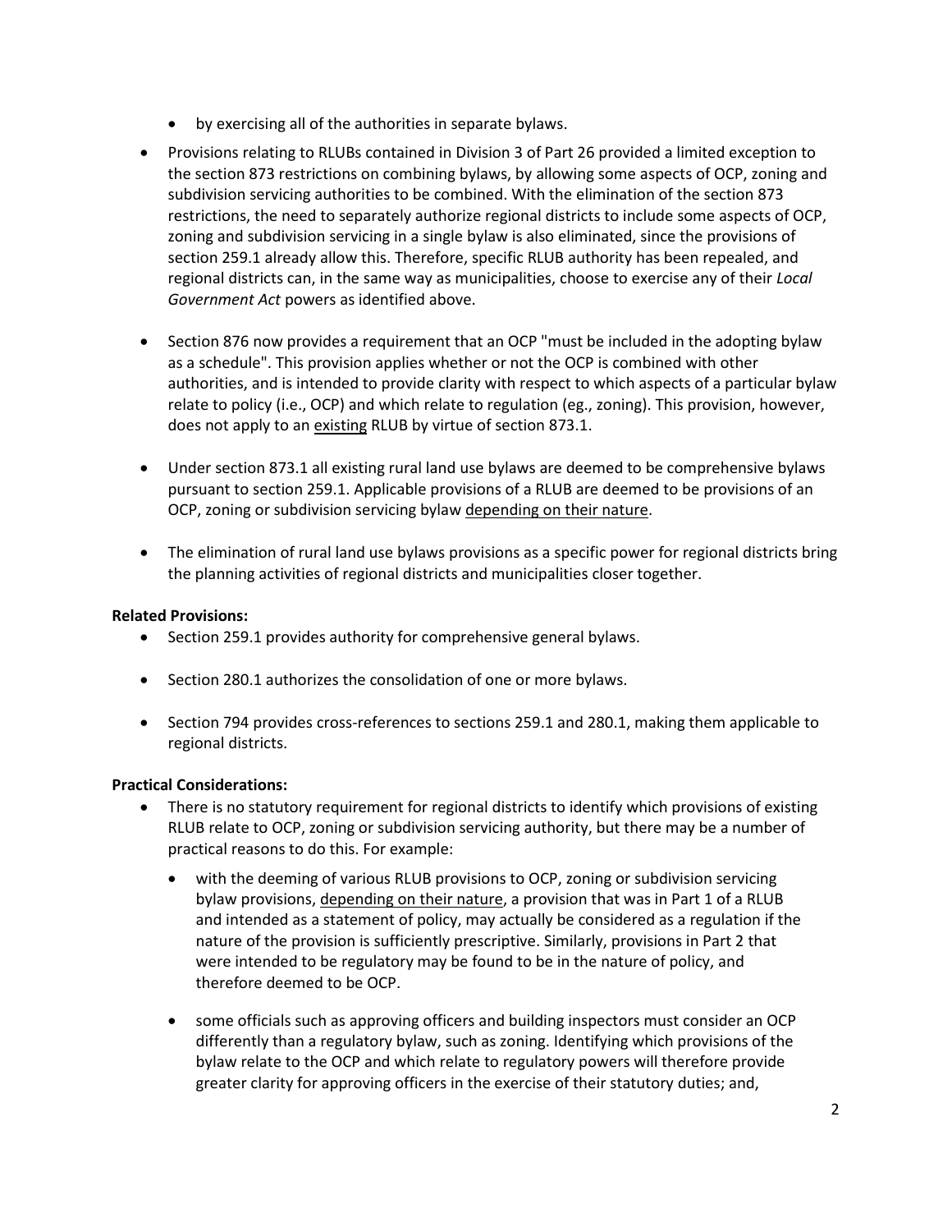- by exercising all of the authorities in separate bylaws.

- Provisions relating to RLUBs contained in Division 3 of Part 26 provided a limited exception to the section 873 restrictions on combining bylaws, by allowing some aspects of OCP, zoning and subdivision servicing authorities to be combined. With the elimination of the section 873 restrictions, the need to separately authorize regional districts to include some aspects of OCP, zoning and subdivision servicing in a single bylaw is also eliminated, since the provisions of section 259.1 already allow this. Therefore, specific RLUB authority has been repealed, and regional districts can, in the same way as municipalities, choose to exercise any of their *Local Government Act* powers as identified above.

- Section 876 now provides a requirement that an OCP "must be included in the adopting bylaw as a schedule". This provision applies whether or not the OCP is combined with other authorities, and is intended to provide clarity with respect to which aspects of a particular bylaw relate to policy (i.e., OCP) and which relate to regulation (eg., zoning). This provision, however, does not apply to an <u>existing</u> RLUB by virtue of section 873.1.

- Under section 873.1 all existing rural land use bylaws are deemed to be comprehensive bylaws pursuant to section 259.1. Applicable provisions of a RLUB are deemed to be provisions of an OCP, zoning or subdivision servicing bylaw <u>depending on their nature</u>.

- The elimination of rural land use bylaws provisions as a specific power for regional districts bring the planning activities of regional districts and municipalities closer together.

**Related Provisions:**

- Section 259.1 provides authority for comprehensive general bylaws.

- Section 280.1 authorizes the consolidation of one or more bylaws.

- Section 794 provides cross-references to sections 259.1 and 280.1, making them applicable to regional districts.

**Practical Considerations:**

- There is no statutory requirement for regional districts to identify which provisions of existing RLUB relate to OCP, zoning or subdivision servicing authority, but there may be a number of practical reasons to do this. For example:

  - with the deeming of various RLUB provisions to OCP, zoning or subdivision servicing bylaw provisions, <u>depending on their nature</u>, a provision that was in Part 1 of a RLUB and intended as a statement of policy, may actually be considered as a regulation if the nature of the provision is sufficiently prescriptive. Similarly, provisions in Part 2 that were intended to be regulatory may be found to be in the nature of policy, and therefore deemed to be OCP.

  - some officials such as approving officers and building inspectors must consider an OCP differently than a regulatory bylaw, such as zoning. Identifying which provisions of the bylaw relate to the OCP and which relate to regulatory powers will therefore provide greater clarity for approving officers in the exercise of their statutory duties; and,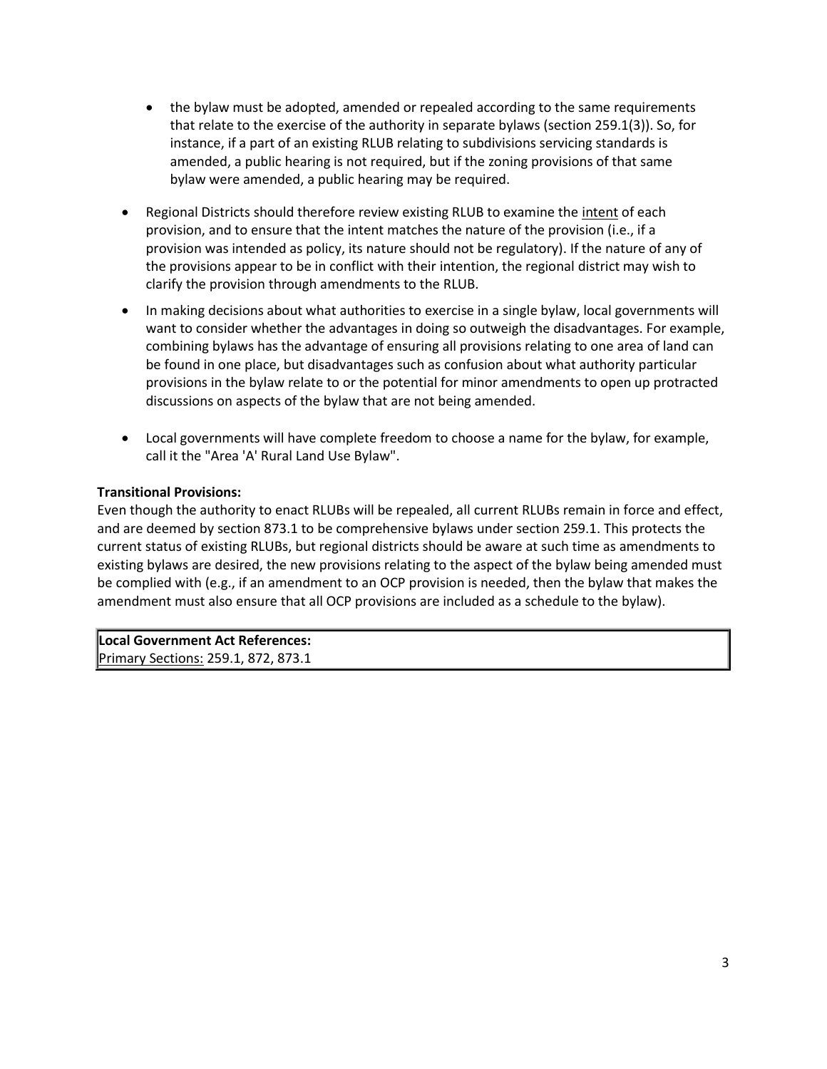- the bylaw must be adopted, amended or repealed according to the same requirements that relate to the exercise of the authority in separate bylaws (section 259.1(3)). So, for instance, if a part of an existing RLUB relating to subdivisions servicing standards is amended, a public hearing is not required, but if the zoning provisions of that same bylaw were amended, a public hearing may be required.

- Regional Districts should therefore review existing RLUB to examine the intent of each provision, and to ensure that the intent matches the nature of the provision (i.e., if a provision was intended as policy, its nature should not be regulatory). If the nature of any of the provisions appear to be in conflict with their intention, the regional district may wish to clarify the provision through amendments to the RLUB.

- In making decisions about what authorities to exercise in a single bylaw, local governments will want to consider whether the advantages in doing so outweigh the disadvantages. For example, combining bylaws has the advantage of ensuring all provisions relating to one area of land can be found in one place, but disadvantages such as confusion about what authority particular provisions in the bylaw relate to or the potential for minor amendments to open up protracted discussions on aspects of the bylaw that are not being amended.

- Local governments will have complete freedom to choose a name for the bylaw, for example, call it the "Area 'A' Rural Land Use Bylaw".

**Transitional Provisions:**

Even though the authority to enact RLUBs will be repealed, all current RLUBs remain in force and effect, and are deemed by section 873.1 to be comprehensive bylaws under section 259.1. This protects the current status of existing RLUBs, but regional districts should be aware at such time as amendments to existing bylaws are desired, the new provisions relating to the aspect of the bylaw being amended must be complied with (e.g., if an amendment to an OCP provision is needed, then the bylaw that makes the amendment must also ensure that all OCP provisions are included as a schedule to the bylaw).

| **Local Government Act References:** |
| --- |
| Primary Sections: 259.1, 872, 873.1 |